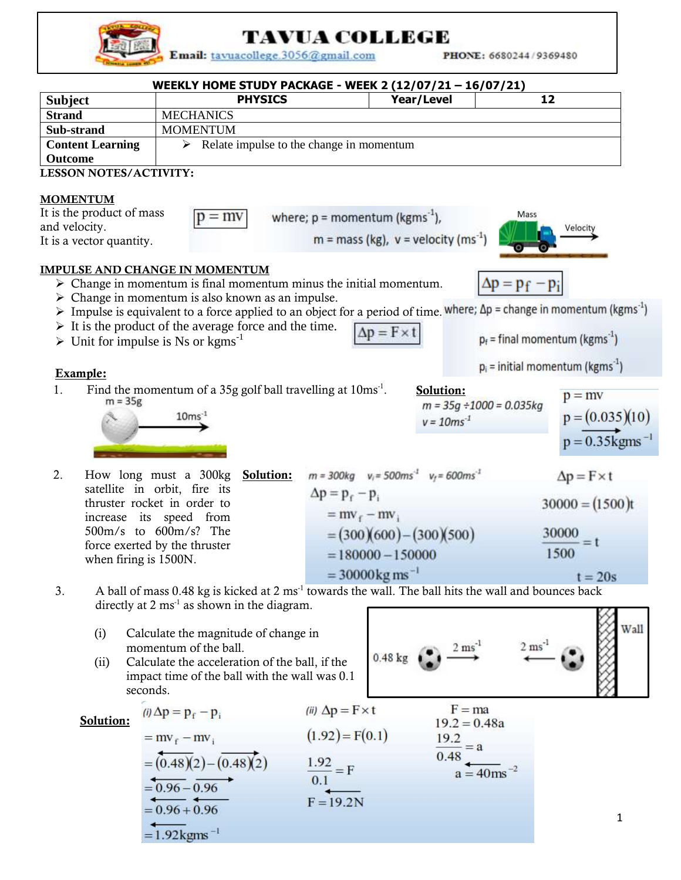# TAVUA COLLEGE

**Email:** tavuacollege.3056@gmail.com **PHONE:** 6680244 / 9369480

**WEEKLY HOME STUDY PACKAGE - WEEK 2 (12/07/21 – 16/07/21)**

| **Subject** | **PHYSICS** | **Year/Level** | **12** |
|---|---|---|---|
| **Strand** | MECHANICS | | |
| **Sub-strand** | MOMENTUM | | |
| **Content Learning Outcome** | ➢ Relate impulse to the change in momentum | | |

**LESSON NOTES/ACTIVITY:**

## MOMENTUM

It is the product of mass and velocity.
It is a vector quantity.

$$p = mv$$

where; p = momentum ($kgms^{-1}$),
m = mass (kg), v = velocity ($ms^{-1}$)

## IMPULSE AND CHANGE IN MOMENTUM

- Change in momentum is final momentum minus the initial momentum.
- Change in momentum is also known as an impulse.
- Impulse is equivalent to a force applied to an object for a period of time.
- It is the product of the average force and the time.
- Unit for impulse is Ns or $kgms^{-1}$

$$\Delta p = p_f - p_i$$

$$\Delta p = F \times t$$

where; $\Delta p$ = change in momentum ($kgms^{-1}$)

$p_f$ = final momentum ($kgms^{-1}$)

$p_i$ = initial momentum ($kgms^{-1}$)

**Example:**

1. Find the momentum of a 35g golf ball travelling at $10ms^{-1}$.

   m = 35g, $10ms^{-1}$

   **Solution:**

   *m = 35g ÷ 1000 = 0.035kg*
   *v = $10ms^{-1}$*

   $$p = mv$$
   $$p = (0.035)(10)$$
   $$p = 0.35kgms^{-1}$$

2. How long must a 300kg satellite in orbit, fire its thruster rocket in order to increase its speed from 500m/s to 600m/s? The force exerted by the thruster when firing is 1500N.

   **Solution:**

   *m = 300kg* $v_i = 500ms^{-1}$ $v_f = 600ms^{-1}$

   $$\Delta p = p_f - p_i$$
   $$= mv_f - mv_i$$
   $$= (300)(600) - (300)(500)$$
   $$= 180000 - 150000$$
   $$= 30000 kg\,ms^{-1}$$

   $$\Delta p = F \times t$$
   $$30000 = (1500)t$$
   $$\frac{30000}{1500} = t$$
   $$t = 20s$$

3. A ball of mass 0.48 kg is kicked at 2 $ms^{-1}$ towards the wall. The ball hits the wall and bounces back directly at 2 $ms^{-1}$ as shown in the diagram.

   (i) Calculate the magnitude of change in momentum of the ball.
   (ii) Calculate the acceleration of the ball, if the impact time of the ball with the wall was 0.1 seconds.

   (Diagram: 0.48 kg ball moving at 2 $ms^{-1}$ → towards Wall; ← 2 $ms^{-1}$ bouncing back)

**Solution:**

*(i)*
$$\Delta p = p_f - p_i$$
$$= mv_f - mv_i$$
$$= \overleftarrow{(0.48)(2)} - \overrightarrow{(0.48)(2)}$$
$$= \overleftarrow{0.96} - \overrightarrow{0.96}$$
$$= \overleftarrow{0.96} + \overleftarrow{0.96}$$
$$= \overleftarrow{1.92}kgms^{-1}$$

*(ii)*
$$\Delta p = F \times t$$
$$(1.92) = F(0.1)$$
$$\frac{1.92}{0.1} = F$$
$$F = \overleftarrow{19.2}N$$

$$F = ma$$
$$19.2 = 0.48a$$
$$\frac{19.2}{0.48} = a$$
$$a = \overleftarrow{40}ms^{-2}$$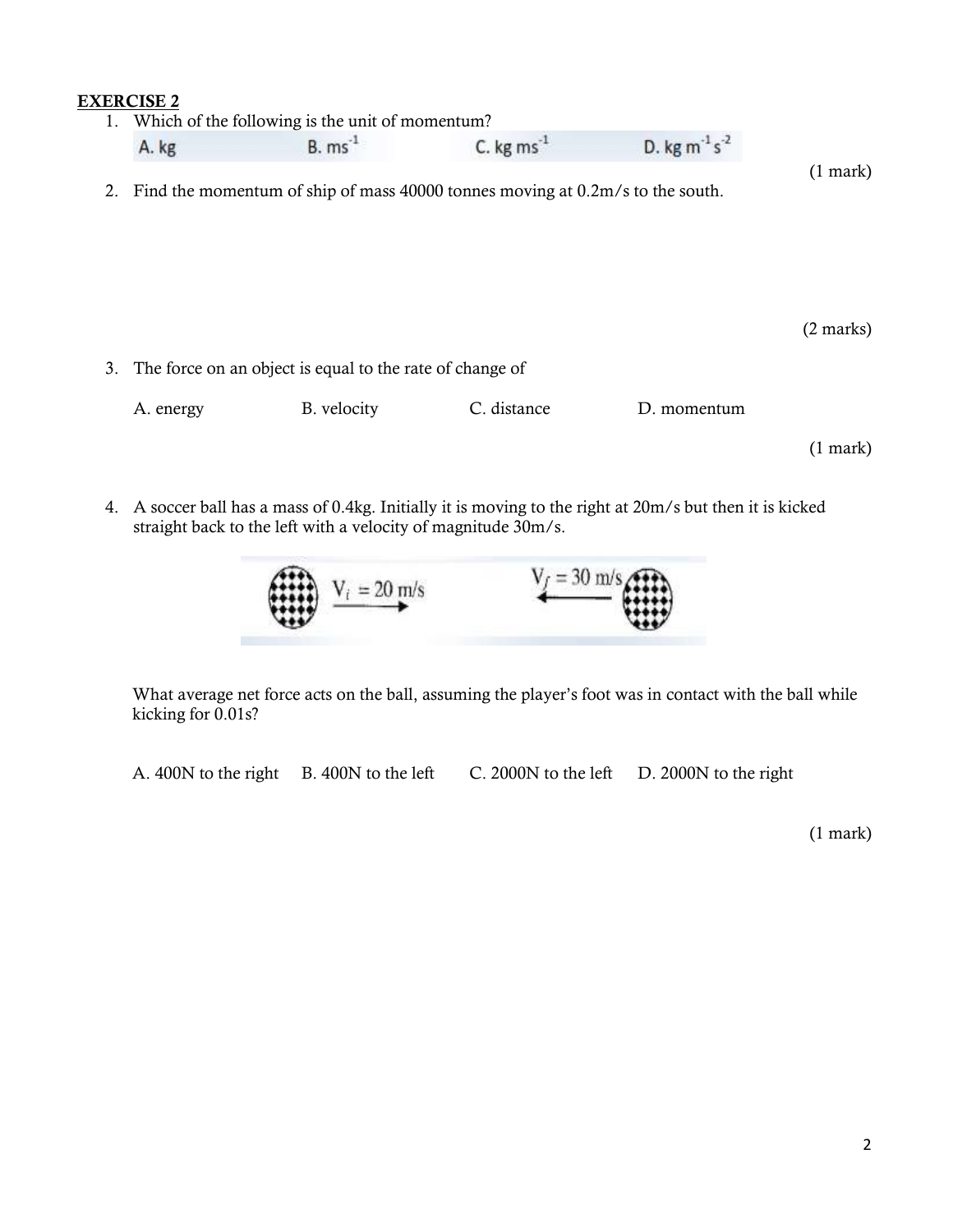**EXERCISE 2**

1. Which of the following is the unit of momentum?

   A. kg  B. $ms^{-1}$  C. kg $ms^{-1}$  D. kg $m^{-1}s^{-2}$

(1 mark)

2. Find the momentum of ship of mass 40000 tonnes moving at 0.2m/s to the south.

(2 marks)

3. The force on an object is equal to the rate of change of

   A. energy  B. velocity  C. distance  D. momentum

(1 mark)

4. A soccer ball has a mass of 0.4kg. Initially it is moving to the right at 20m/s but then it is kicked straight back to the left with a velocity of magnitude 30m/s.

   $V_i = 20$ m/s

   $V_f = 30$ m/s

   What average net force acts on the ball, assuming the player's foot was in contact with the ball while kicking for 0.01s?

   A. 400N to the right  B. 400N to the left  C. 2000N to the left  D. 2000N to the right

(1 mark)